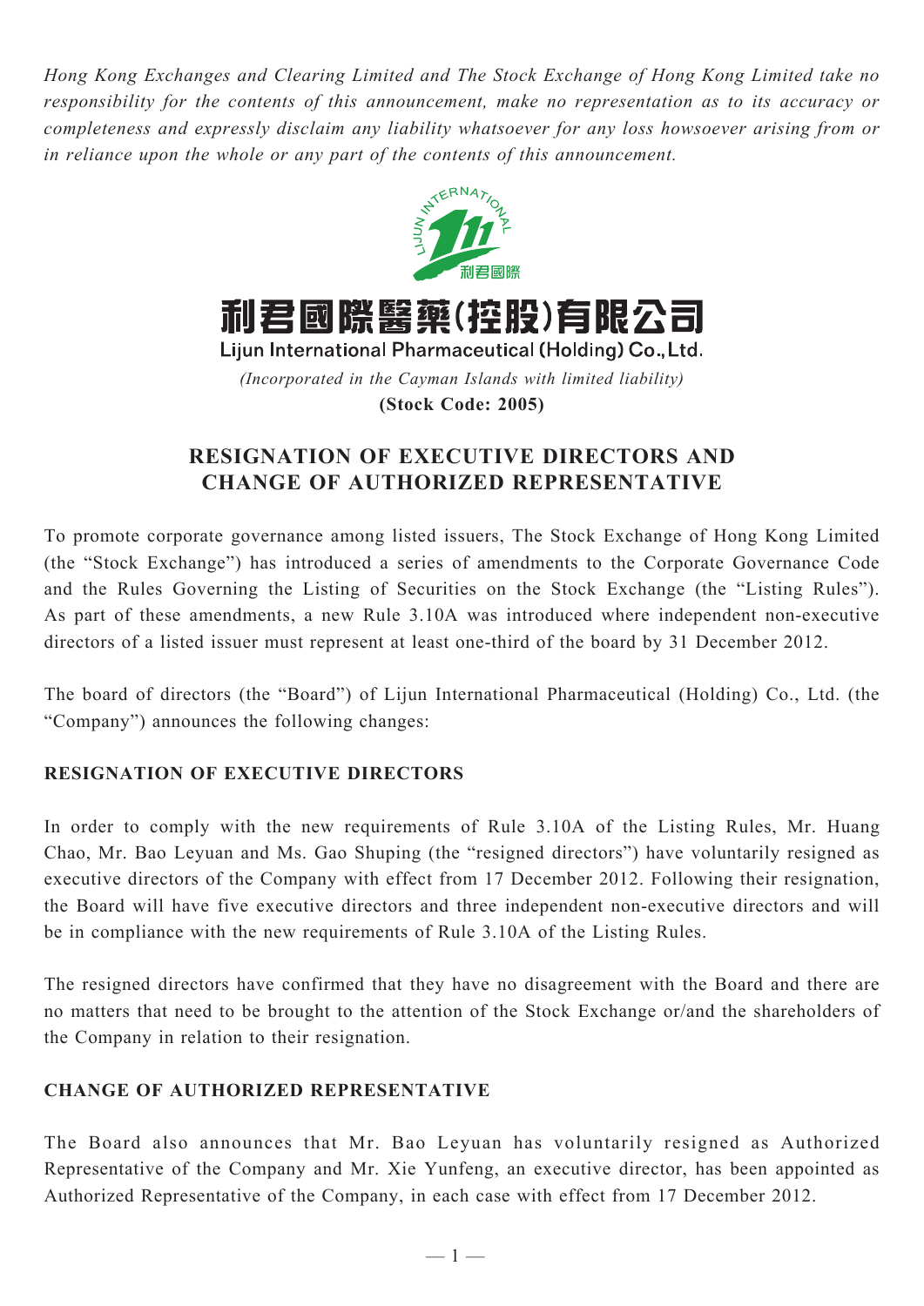*Hong Kong Exchanges and Clearing Limited and The Stock Exchange of Hong Kong Limited take no responsibility for the contents of this announcement, make no representation as to its accuracy or completeness and expressly disclaim any liability whatsoever for any loss howsoever arising from or in reliance upon the whole or any part of the contents of this announcement.*

# 利君國際醫藥(控股)有限公司

**Lijun International Pharmaceutical (Holding) Co., Ltd.**

*(Incorporated in the Cayman Islands with limited liability)*

**(Stock Code: 2005)**

## RESIGNATION OF EXECUTIVE DIRECTORS AND CHANGE OF AUTHORIZED REPRESENTATIVE

To promote corporate governance among listed issuers, The Stock Exchange of Hong Kong Limited (the "Stock Exchange") has introduced a series of amendments to the Corporate Governance Code and the Rules Governing the Listing of Securities on the Stock Exchange (the "Listing Rules"). As part of these amendments, a new Rule 3.10A was introduced where independent non-executive directors of a listed issuer must represent at least one-third of the board by 31 December 2012.

The board of directors (the "Board") of Lijun International Pharmaceutical (Holding) Co., Ltd. (the "Company") announces the following changes:

**RESIGNATION OF EXECUTIVE DIRECTORS**

In order to comply with the new requirements of Rule 3.10A of the Listing Rules, Mr. Huang Chao, Mr. Bao Leyuan and Ms. Gao Shuping (the "resigned directors") have voluntarily resigned as executive directors of the Company with effect from 17 December 2012. Following their resignation, the Board will have five executive directors and three independent non-executive directors and will be in compliance with the new requirements of Rule 3.10A of the Listing Rules.

The resigned directors have confirmed that they have no disagreement with the Board and there are no matters that need to be brought to the attention of the Stock Exchange or/and the shareholders of the Company in relation to their resignation.

**CHANGE OF AUTHORIZED REPRESENTATIVE**

The Board also announces that Mr. Bao Leyuan has voluntarily resigned as Authorized Representative of the Company and Mr. Xie Yunfeng, an executive director, has been appointed as Authorized Representative of the Company, in each case with effect from 17 December 2012.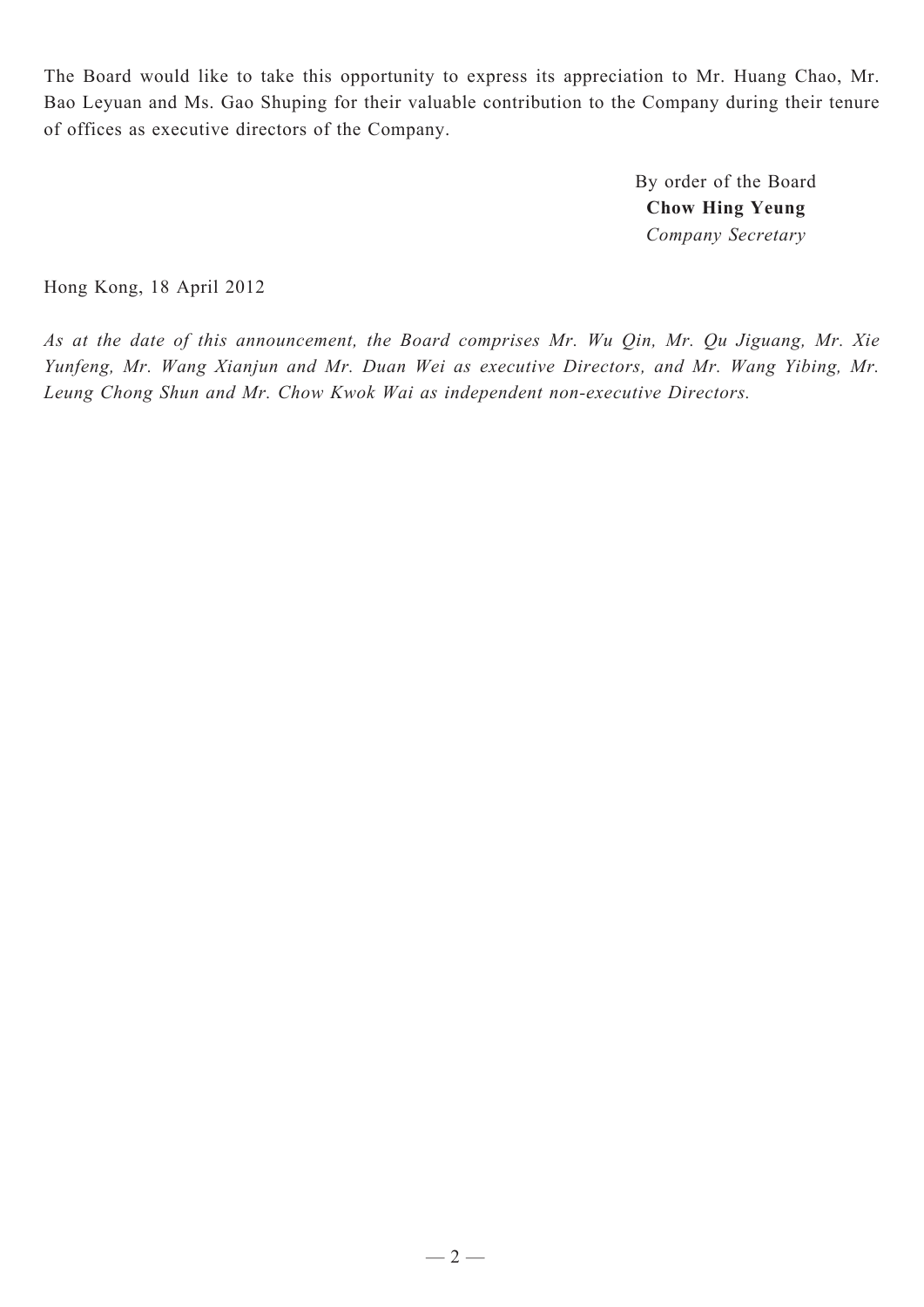The Board would like to take this opportunity to express its appreciation to Mr. Huang Chao, Mr. Bao Leyuan and Ms. Gao Shuping for their valuable contribution to the Company during their tenure of offices as executive directors of the Company.

By order of the Board
**Chow Hing Yeung**
*Company Secretary*

Hong Kong, 18 April 2012

*As at the date of this announcement, the Board comprises Mr. Wu Qin, Mr. Qu Jiguang, Mr. Xie Yunfeng, Mr. Wang Xianjun and Mr. Duan Wei as executive Directors, and Mr. Wang Yibing, Mr. Leung Chong Shun and Mr. Chow Kwok Wai as independent non-executive Directors.*